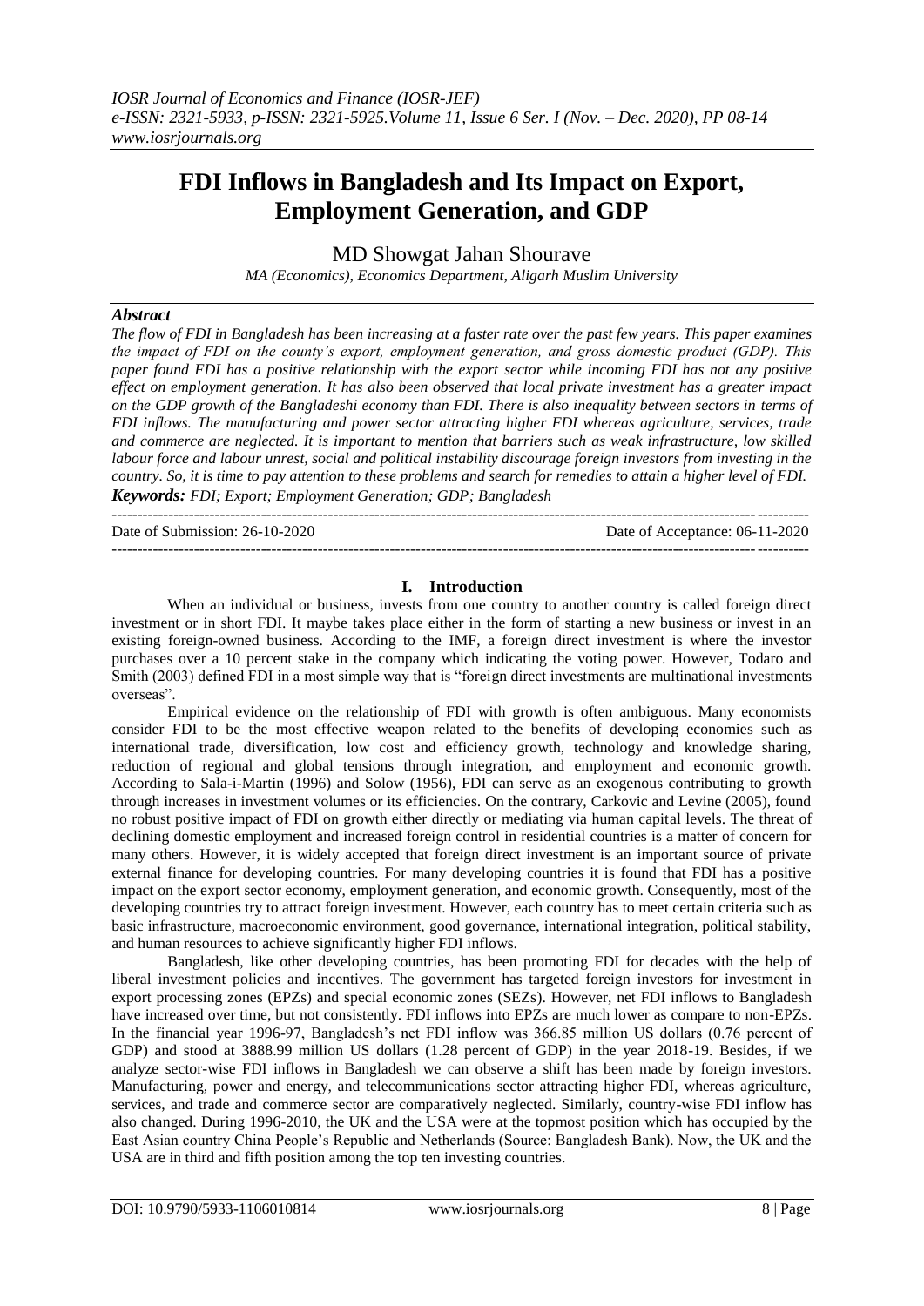# FDI Inflows in Bangladesh and Its Impact on Export, Employment Generation, and GDP

MD Showgat Jahan Shourave

*MA (Economics), Economics Department, Aligarh Muslim University*

## *Abstract*

*The flow of FDI in Bangladesh has been increasing at a faster rate over the past few years. This paper examines the impact of FDI on the county's export, employment generation, and gross domestic product (GDP). This paper found FDI has a positive relationship with the export sector while incoming FDI has not any positive effect on employment generation. It has also been observed that local private investment has a greater impact on the GDP growth of the Bangladeshi economy than FDI. There is also inequality between sectors in terms of FDI inflows. The manufacturing and power sector attracting higher FDI whereas agriculture, services, trade and commerce are neglected. It is important to mention that barriers such as weak infrastructure, low skilled labour force and labour unrest, social and political instability discourage foreign investors from investing in the country. So, it is time to pay attention to these problems and search for remedies to attain a higher level of FDI.*

***Keywords:*** *FDI; Export; Employment Generation; GDP; Bangladesh*

---

Date of Submission: 26-10-2020 | Date of Acceptance: 06-11-2020

---

## I. Introduction

When an individual or business, invests from one country to another country is called foreign direct investment or in short FDI. It maybe takes place either in the form of starting a new business or invest in an existing foreign-owned business. According to the IMF, a foreign direct investment is where the investor purchases over a 10 percent stake in the company which indicating the voting power. However, Todaro and Smith (2003) defined FDI in a most simple way that is "foreign direct investments are multinational investments overseas".

Empirical evidence on the relationship of FDI with growth is often ambiguous. Many economists consider FDI to be the most effective weapon related to the benefits of developing economies such as international trade, diversification, low cost and efficiency growth, technology and knowledge sharing, reduction of regional and global tensions through integration, and employment and economic growth. According to Sala-i-Martin (1996) and Solow (1956), FDI can serve as an exogenous contributing to growth through increases in investment volumes or its efficiencies. On the contrary, Carkovic and Levine (2005), found no robust positive impact of FDI on growth either directly or mediating via human capital levels. The threat of declining domestic employment and increased foreign control in residential countries is a matter of concern for many others. However, it is widely accepted that foreign direct investment is an important source of private external finance for developing countries. For many developing countries it is found that FDI has a positive impact on the export sector economy, employment generation, and economic growth. Consequently, most of the developing countries try to attract foreign investment. However, each country has to meet certain criteria such as basic infrastructure, macroeconomic environment, good governance, international integration, political stability, and human resources to achieve significantly higher FDI inflows.

Bangladesh, like other developing countries, has been promoting FDI for decades with the help of liberal investment policies and incentives. The government has targeted foreign investors for investment in export processing zones (EPZs) and special economic zones (SEZs). However, net FDI inflows to Bangladesh have increased over time, but not consistently. FDI inflows into EPZs are much lower as compare to non-EPZs. In the financial year 1996-97, Bangladesh's net FDI inflow was 366.85 million US dollars (0.76 percent of GDP) and stood at 3888.99 million US dollars (1.28 percent of GDP) in the year 2018-19. Besides, if we analyze sector-wise FDI inflows in Bangladesh we can observe a shift has been made by foreign investors. Manufacturing, power and energy, and telecommunications sector attracting higher FDI, whereas agriculture, services, and trade and commerce sector are comparatively neglected. Similarly, country-wise FDI inflow has also changed. During 1996-2010, the UK and the USA were at the topmost position which has occupied by the East Asian country China People's Republic and Netherlands (Source: Bangladesh Bank). Now, the UK and the USA are in third and fifth position among the top ten investing countries.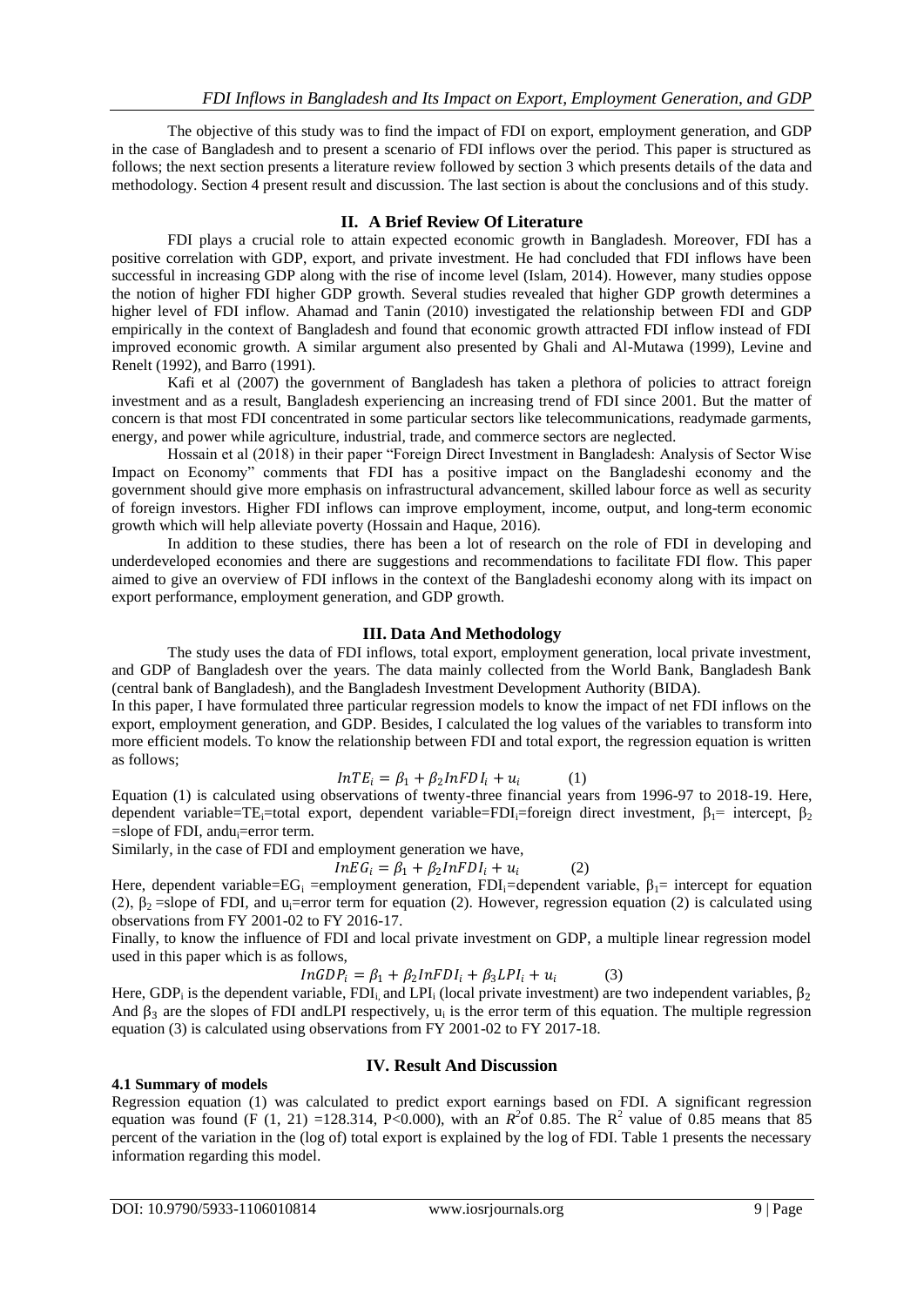The objective of this study was to find the impact of FDI on export, employment generation, and GDP in the case of Bangladesh and to present a scenario of FDI inflows over the period. This paper is structured as follows; the next section presents a literature review followed by section 3 which presents details of the data and methodology. Section 4 present result and discussion. The last section is about the conclusions and of this study.

## II. A Brief Review Of Literature

FDI plays a crucial role to attain expected economic growth in Bangladesh. Moreover, FDI has a positive correlation with GDP, export, and private investment. He had concluded that FDI inflows have been successful in increasing GDP along with the rise of income level (Islam, 2014). However, many studies oppose the notion of higher FDI higher GDP growth. Several studies revealed that higher GDP growth determines a higher level of FDI inflow. Ahamad and Tanin (2010) investigated the relationship between FDI and GDP empirically in the context of Bangladesh and found that economic growth attracted FDI inflow instead of FDI improved economic growth. A similar argument also presented by Ghali and Al-Mutawa (1999), Levine and Renelt (1992), and Barro (1991).

Kafi et al (2007) the government of Bangladesh has taken a plethora of policies to attract foreign investment and as a result, Bangladesh experiencing an increasing trend of FDI since 2001. But the matter of concern is that most FDI concentrated in some particular sectors like telecommunications, readymade garments, energy, and power while agriculture, industrial, trade, and commerce sectors are neglected.

Hossain et al (2018) in their paper "Foreign Direct Investment in Bangladesh: Analysis of Sector Wise Impact on Economy" comments that FDI has a positive impact on the Bangladeshi economy and the government should give more emphasis on infrastructural advancement, skilled labour force as well as security of foreign investors. Higher FDI inflows can improve employment, income, output, and long-term economic growth which will help alleviate poverty (Hossain and Haque, 2016).

In addition to these studies, there has been a lot of research on the role of FDI in developing and underdeveloped economies and there are suggestions and recommendations to facilitate FDI flow. This paper aimed to give an overview of FDI inflows in the context of the Bangladeshi economy along with its impact on export performance, employment generation, and GDP growth.

## III. Data And Methodology

The study uses the data of FDI inflows, total export, employment generation, local private investment, and GDP of Bangladesh over the years. The data mainly collected from the World Bank, Bangladesh Bank (central bank of Bangladesh), and the Bangladesh Investment Development Authority (BIDA).

In this paper, I have formulated three particular regression models to know the impact of net FDI inflows on the export, employment generation, and GDP. Besides, I calculated the log values of the variables to transform into more efficient models. To know the relationship between FDI and total export, the regression equation is written as follows;

$$InTE_i = \beta_1 + \beta_2 InFDI_i + u_i \qquad (1)$$

Equation (1) is calculated using observations of twenty-three financial years from 1996-97 to 2018-19. Here, dependent variable=$TE_i$=total export, dependent variable=$FDI_i$=foreign direct investment, $\beta_1$= intercept, $\beta_2$ =slope of FDI, and$u_i$=error term.

Similarly, in the case of FDI and employment generation we have,

$$InEG_i = \beta_1 + \beta_2 InFDI_i + u_i \qquad (2)$$

Here, dependent variable=$EG_i$ =employment generation, $FDI_i$=dependent variable, $\beta_1$= intercept for equation (2), $\beta_2$ =slope of FDI, and $u_i$=error term for equation (2). However, regression equation (2) is calculated using observations from FY 2001-02 to FY 2016-17.

Finally, to know the influence of FDI and local private investment on GDP, a multiple linear regression model used in this paper which is as follows,

$$InGDP_i = \beta_1 + \beta_2 InFDI_i + \beta_3 LPI_i + u_i \qquad (3)$$

Here, $GDP_i$ is the dependent variable, $FDI_i$ and $LPI_i$ (local private investment) are two independent variables, $\beta_2$ And $\beta_3$ are the slopes of FDI andLPI respectively, $u_i$ is the error term of this equation. The multiple regression equation (3) is calculated using observations from FY 2001-02 to FY 2017-18.

## IV. Result And Discussion

### 4.1 Summary of models

Regression equation (1) was calculated to predict export earnings based on FDI. A significant regression equation was found ($F$ (1, 21) =128.314, $P<0.000$), with an $R^2$of 0.85. The $R^2$ value of 0.85 means that 85 percent of the variation in the (log of) total export is explained by the log of FDI. Table 1 presents the necessary information regarding this model.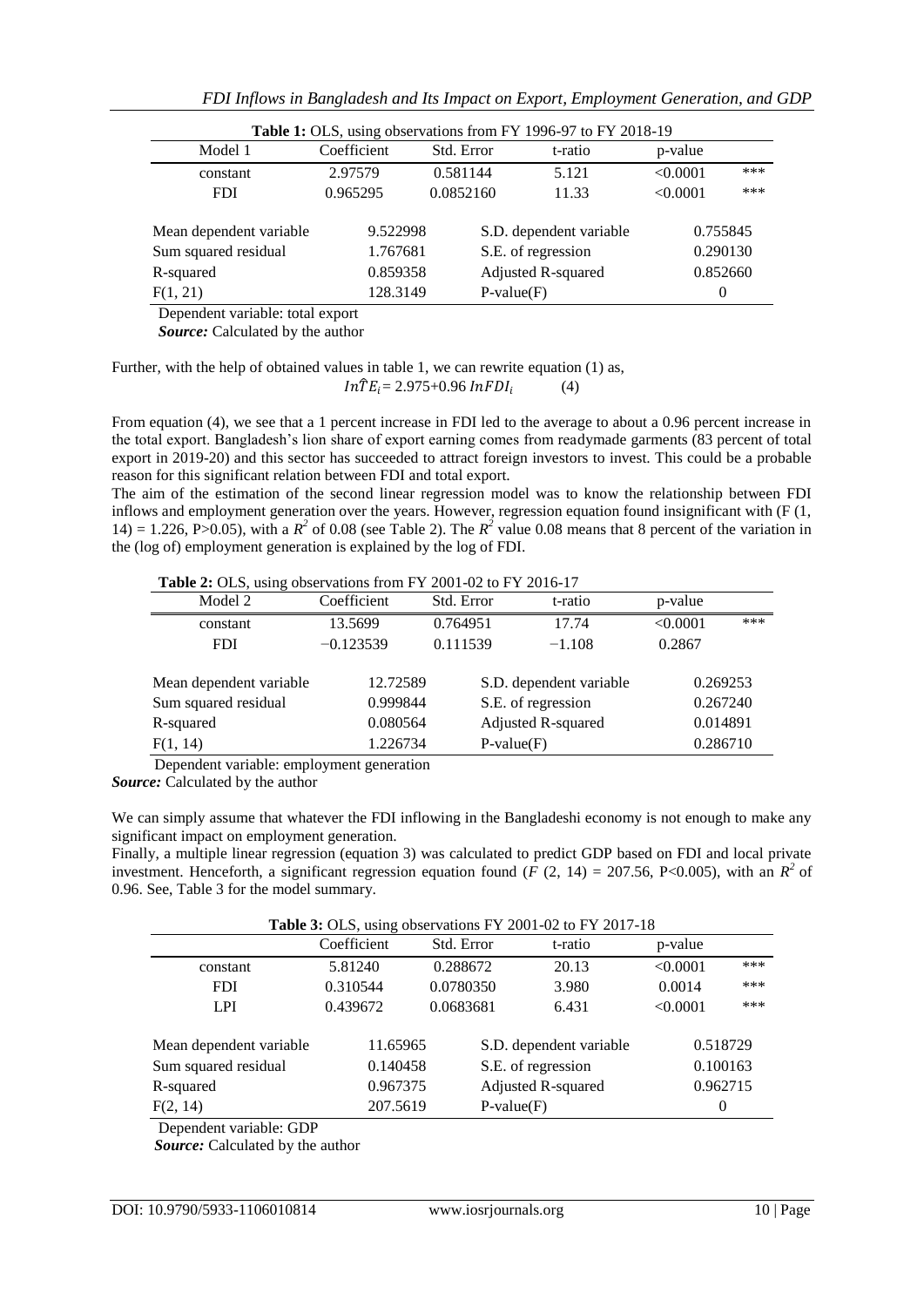**Table 1:** OLS, using observations from FY 1996-97 to FY 2018-19

| Model 1 | Coefficient | Std. Error | t-ratio | p-value | |
|---|---|---|---|---|---|
| constant | 2.97579 | 0.581144 | 5.121 | <0.0001 | *** |
| FDI | 0.965295 | 0.0852160 | 11.33 | <0.0001 | *** |
| | | | | | |
| Mean dependent variable | 9.522998 | S.D. dependent variable | | 0.755845 | |
| Sum squared residual | 1.767681 | S.E. of regression | | 0.290130 | |
| R-squared | 0.859358 | Adjusted R-squared | | 0.852660 | |
| F(1, 21) | 128.3149 | P-value(F) | | 0 | |

Dependent variable: total export

***Source:*** Calculated by the author

Further, with the help of obtained values in table 1, we can rewrite equation (1) as,

$$In\hat{T}E_i = 2.975 + 0.96\, InFDI_i \qquad (4)$$

From equation (4), we see that a 1 percent increase in FDI led to the average to about a 0.96 percent increase in the total export. Bangladesh's lion share of export earning comes from readymade garments (83 percent of total export in 2019-20) and this sector has succeeded to attract foreign investors to invest. This could be a probable reason for this significant relation between FDI and total export.

The aim of the estimation of the second linear regression model was to know the relationship between FDI inflows and employment generation over the years. However, regression equation found insignificant with ($F$ (1, 14) = 1.226, P>0.05), with a $R^2$ of 0.08 (see Table 2). The $R^2$ value 0.08 means that 8 percent of the variation in the (log of) employment generation is explained by the log of FDI.

**Table 2:** OLS, using observations from FY 2001-02 to FY 2016-17

| Model 2 | Coefficient | Std. Error | t-ratio | p-value | |
|---|---|---|---|---|---|
| constant | 13.5699 | 0.764951 | 17.74 | <0.0001 | *** |
| FDI | −0.123539 | 0.111539 | −1.108 | 0.2867 | |
| | | | | | |
| Mean dependent variable | 12.72589 | S.D. dependent variable | | 0.269253 | |
| Sum squared residual | 0.999844 | S.E. of regression | | 0.267240 | |
| R-squared | 0.080564 | Adjusted R-squared | | 0.014891 | |
| F(1, 14) | 1.226734 | P-value(F) | | 0.286710 | |

Dependent variable: employment generation

***Source:*** Calculated by the author

We can simply assume that whatever the FDI inflowing in the Bangladeshi economy is not enough to make any significant impact on employment generation.

Finally, a multiple linear regression (equation 3) was calculated to predict GDP based on FDI and local private investment. Henceforth, a significant regression equation found ($F$ (2, 14) = 207.56, P<0.005), with an $R^2$ of 0.96. See, Table 3 for the model summary.

**Table 3:** OLS, using observations FY 2001-02 to FY 2017-18

| | Coefficient | Std. Error | t-ratio | p-value | |
|---|---|---|---|---|---|
| constant | 5.81240 | 0.288672 | 20.13 | <0.0001 | *** |
| FDI | 0.310544 | 0.0780350 | 3.980 | 0.0014 | *** |
| LPI | 0.439672 | 0.0683681 | 6.431 | <0.0001 | *** |
| | | | | | |
| Mean dependent variable | 11.65965 | S.D. dependent variable | | 0.518729 | |
| Sum squared residual | 0.140458 | S.E. of regression | | 0.100163 | |
| R-squared | 0.967375 | Adjusted R-squared | | 0.962715 | |
| F(2, 14) | 207.5619 | P-value(F) | | 0 | |

Dependent variable: GDP

***Source:*** Calculated by the author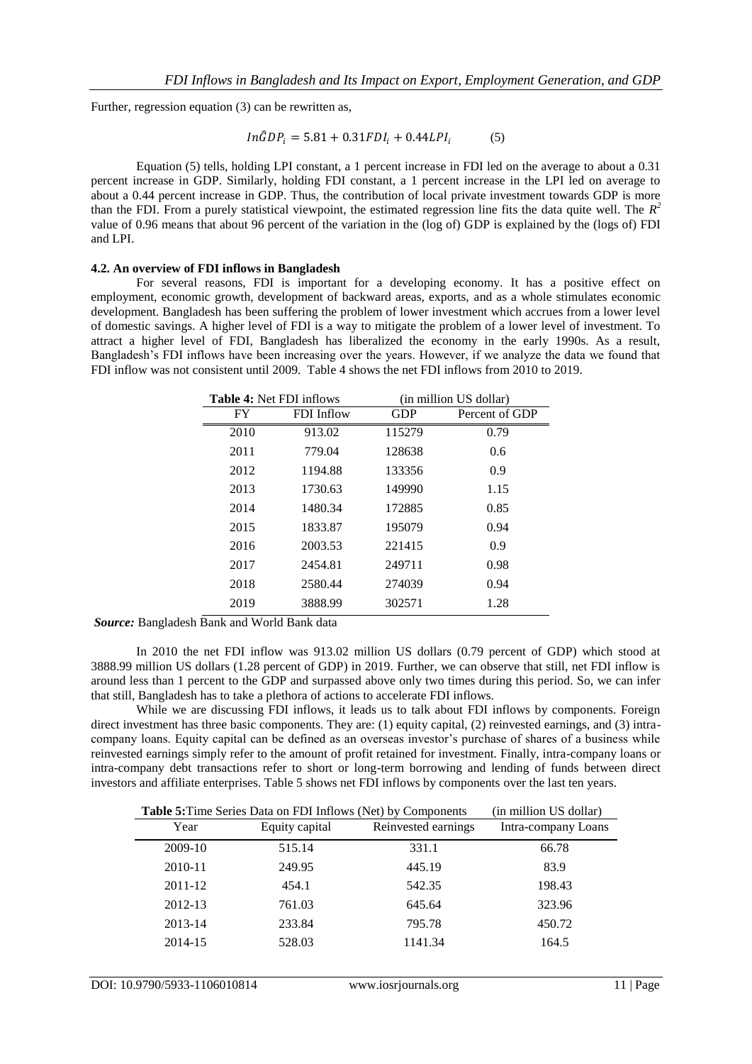Further, regression equation (3) can be rewritten as,

$$In\hat{G}DP_i = 5.81 + 0.31FDI_i + 0.44LPI_i \qquad (5)$$

Equation (5) tells, holding LPI constant, a 1 percent increase in FDI led on the average to about a 0.31 percent increase in GDP. Similarly, holding FDI constant, a 1 percent increase in the LPI led on average to about a 0.44 percent increase in GDP. Thus, the contribution of local private investment towards GDP is more than the FDI. From a purely statistical viewpoint, the estimated regression line fits the data quite well. The $R^2$ value of 0.96 means that about 96 percent of the variation in the (log of) GDP is explained by the (logs of) FDI and LPI.

### 4.2. An overview of FDI inflows in Bangladesh

For several reasons, FDI is important for a developing economy. It has a positive effect on employment, economic growth, development of backward areas, exports, and as a whole stimulates economic development. Bangladesh has been suffering the problem of lower investment which accrues from a lower level of domestic savings. A higher level of FDI is a way to mitigate the problem of a lower level of investment. To attract a higher level of FDI, Bangladesh has liberalized the economy in the early 1990s. As a result, Bangladesh's FDI inflows have been increasing over the years. However, if we analyze the data we found that FDI inflow was not consistent until 2009. Table 4 shows the net FDI inflows from 2010 to 2019.

**Table 4:** Net FDI inflows (in million US dollar)

| FY | FDI Inflow | GDP | Percent of GDP |
|---|---|---|---|
| 2010 | 913.02 | 115279 | 0.79 |
| 2011 | 779.04 | 128638 | 0.6 |
| 2012 | 1194.88 | 133356 | 0.9 |
| 2013 | 1730.63 | 149990 | 1.15 |
| 2014 | 1480.34 | 172885 | 0.85 |
| 2015 | 1833.87 | 195079 | 0.94 |
| 2016 | 2003.53 | 221415 | 0.9 |
| 2017 | 2454.81 | 249711 | 0.98 |
| 2018 | 2580.44 | 274039 | 0.94 |
| 2019 | 3888.99 | 302571 | 1.28 |

***Source:*** Bangladesh Bank and World Bank data

In 2010 the net FDI inflow was 913.02 million US dollars (0.79 percent of GDP) which stood at 3888.99 million US dollars (1.28 percent of GDP) in 2019. Further, we can observe that still, net FDI inflow is around less than 1 percent to the GDP and surpassed above only two times during this period. So, we can infer that still, Bangladesh has to take a plethora of actions to accelerate FDI inflows.

While we are discussing FDI inflows, it leads us to talk about FDI inflows by components. Foreign direct investment has three basic components. They are: (1) equity capital, (2) reinvested earnings, and (3) intra-company loans. Equity capital can be defined as an overseas investor's purchase of shares of a business while reinvested earnings simply refer to the amount of profit retained for investment. Finally, intra-company loans or intra-company debt transactions refer to short or long-term borrowing and lending of funds between direct investors and affiliate enterprises. Table 5 shows net FDI inflows by components over the last ten years.

**Table 5:** Time Series Data on FDI Inflows (Net) by Components (in million US dollar)

| Year | Equity capital | Reinvested earnings | Intra-company Loans |
|---|---|---|---|
| 2009-10 | 515.14 | 331.1 | 66.78 |
| 2010-11 | 249.95 | 445.19 | 83.9 |
| 2011-12 | 454.1 | 542.35 | 198.43 |
| 2012-13 | 761.03 | 645.64 | 323.96 |
| 2013-14 | 233.84 | 795.78 | 450.72 |
| 2014-15 | 528.03 | 1141.34 | 164.5 |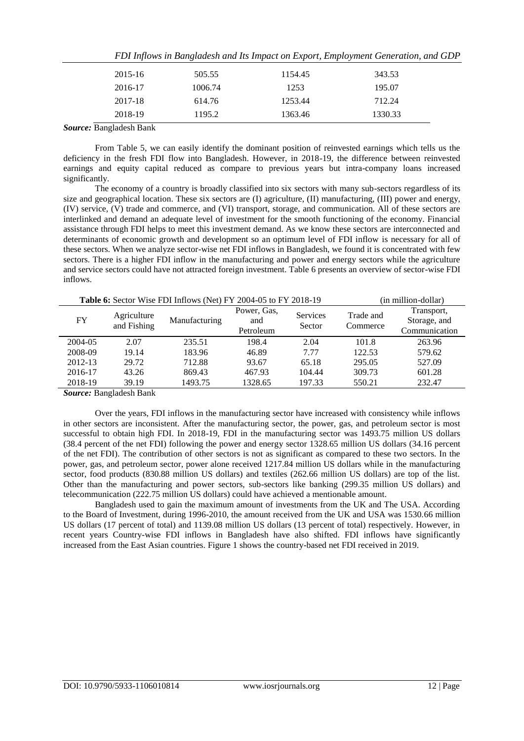| 2015-16 | 505.55 | 1154.45 | 343.53 |
|---|---|---|---|
| 2016-17 | 1006.74 | 1253 | 195.07 |
| 2017-18 | 614.76 | 1253.44 | 712.24 |
| 2018-19 | 1195.2 | 1363.46 | 1330.33 |

***Source:*** Bangladesh Bank

From Table 5, we can easily identify the dominant position of reinvested earnings which tells us the deficiency in the fresh FDI flow into Bangladesh. However, in 2018-19, the difference between reinvested earnings and equity capital reduced as compare to previous years but intra-company loans increased significantly.

The economy of a country is broadly classified into six sectors with many sub-sectors regardless of its size and geographical location. These six sectors are (I) agriculture, (II) manufacturing, (III) power and energy, (IV) service, (V) trade and commerce, and (VI) transport, storage, and communication. All of these sectors are interlinked and demand an adequate level of investment for the smooth functioning of the economy. Financial assistance through FDI helps to meet this investment demand. As we know these sectors are interconnected and determinants of economic growth and development so an optimum level of FDI inflow is necessary for all of these sectors. When we analyze sector-wise net FDI inflows in Bangladesh, we found it is concentrated with few sectors. There is a higher FDI inflow in the manufacturing and power and energy sectors while the agriculture and service sectors could have not attracted foreign investment. Table 6 presents an overview of sector-wise FDI inflows.

**Table 6:** Sector Wise FDI Inflows (Net) FY 2004-05 to FY 2018-19 (in million-dollar)

| FY | Agriculture and Fishing | Manufacturing | Power, Gas, and Petroleum | Services Sector | Trade and Commerce | Transport, Storage, and Communication |
|---|---|---|---|---|---|---|
| 2004-05 | 2.07 | 235.51 | 198.4 | 2.04 | 101.8 | 263.96 |
| 2008-09 | 19.14 | 183.96 | 46.89 | 7.77 | 122.53 | 579.62 |
| 2012-13 | 29.72 | 712.88 | 93.67 | 65.18 | 295.05 | 527.09 |
| 2016-17 | 43.26 | 869.43 | 467.93 | 104.44 | 309.73 | 601.28 |
| 2018-19 | 39.19 | 1493.75 | 1328.65 | 197.33 | 550.21 | 232.47 |

***Source:*** Bangladesh Bank

Over the years, FDI inflows in the manufacturing sector have increased with consistency while inflows in other sectors are inconsistent. After the manufacturing sector, the power, gas, and petroleum sector is most successful to obtain high FDI. In 2018-19, FDI in the manufacturing sector was 1493.75 million US dollars (38.4 percent of the net FDI) following the power and energy sector 1328.65 million US dollars (34.16 percent of the net FDI). The contribution of other sectors is not as significant as compared to these two sectors. In the power, gas, and petroleum sector, power alone received 1217.84 million US dollars while in the manufacturing sector, food products (830.88 million US dollars) and textiles (262.66 million US dollars) are top of the list. Other than the manufacturing and power sectors, sub-sectors like banking (299.35 million US dollars) and telecommunication (222.75 million US dollars) could have achieved a mentionable amount.

Bangladesh used to gain the maximum amount of investments from the UK and The USA. According to the Board of Investment, during 1996-2010, the amount received from the UK and USA was 1530.66 million US dollars (17 percent of total) and 1139.08 million US dollars (13 percent of total) respectively. However, in recent years Country-wise FDI inflows in Bangladesh have also shifted. FDI inflows have significantly increased from the East Asian countries. Figure 1 shows the country-based net FDI received in 2019.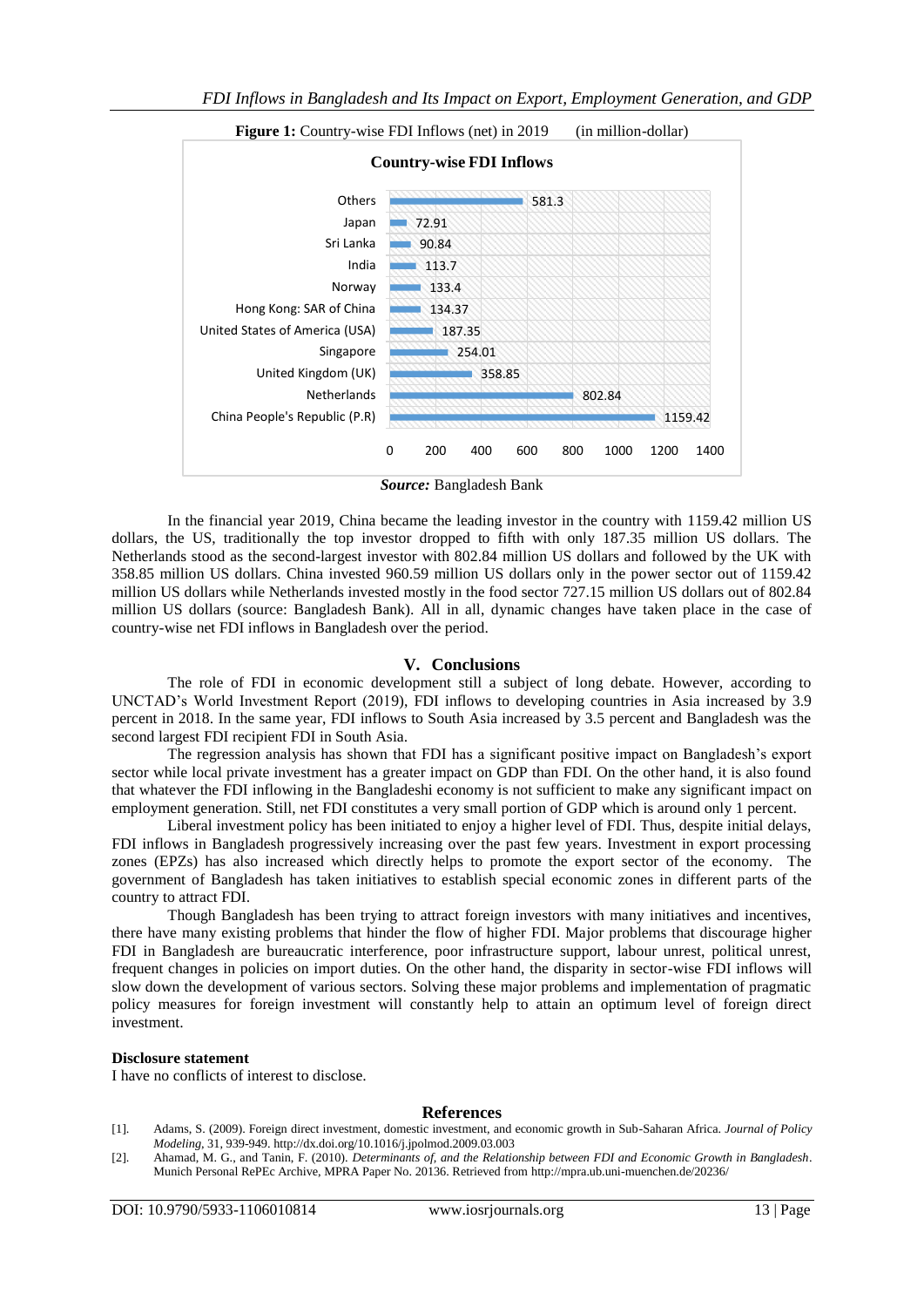**Figure 1:** Country-wise FDI Inflows (net) in 2019 (in million-dollar)

| Country | FDI Inflows |
|---|---|
| Others | 581.3 |
| Japan | 72.91 |
| Sri Lanka | 90.84 |
| India | 113.7 |
| Norway | 133.4 |
| Hong Kong: SAR of China | 134.37 |
| United States of America (USA) | 187.35 |
| Singapore | 254.01 |
| United Kingdom (UK) | 358.85 |
| Netherlands | 802.84 |
| China People's Republic (P.R) | 1159.42 |

***Source:*** Bangladesh Bank

In the financial year 2019, China became the leading investor in the country with 1159.42 million US dollars, the US, traditionally the top investor dropped to fifth with only 187.35 million US dollars. The Netherlands stood as the second-largest investor with 802.84 million US dollars and followed by the UK with 358.85 million US dollars. China invested 960.59 million US dollars only in the power sector out of 1159.42 million US dollars while Netherlands invested mostly in the food sector 727.15 million US dollars out of 802.84 million US dollars (source: Bangladesh Bank). All in all, dynamic changes have taken place in the case of country-wise net FDI inflows in Bangladesh over the period.

## V. Conclusions

The role of FDI in economic development still a subject of long debate. However, according to UNCTAD's World Investment Report (2019), FDI inflows to developing countries in Asia increased by 3.9 percent in 2018. In the same year, FDI inflows to South Asia increased by 3.5 percent and Bangladesh was the second largest FDI recipient in South Asia.

The regression analysis has shown that FDI has a significant positive impact on Bangladesh's export sector while local private investment has a greater impact on GDP than FDI. On the other hand, it is also found that whatever the FDI inflowing in the Bangladeshi economy is not sufficient to make any significant impact on employment generation. Still, net FDI constitutes a very small portion of GDP which is around only 1 percent.

Liberal investment policy has been initiated to enjoy a higher level of FDI. Thus, despite initial delays, FDI inflows in Bangladesh progressively increasing over the past few years. Investment in export processing zones (EPZs) has also increased which directly helps to promote the export sector of the economy. The government of Bangladesh has taken initiatives to establish special economic zones in different parts of the country to attract FDI.

Though Bangladesh has been trying to attract foreign investors with many initiatives and incentives, there have many existing problems that hinder the flow of higher FDI. Major problems that discourage higher FDI in Bangladesh are bureaucratic interference, poor infrastructure support, labour unrest, political unrest, frequent changes in policies on import duties. On the other hand, the disparity in sector-wise FDI inflows will slow down the development of various sectors. Solving these major problems and implementation of pragmatic policy measures for foreign investment will constantly help to attain an optimum level of foreign direct investment.

**Disclosure statement**

I have no conflicts of interest to disclose.

## References

[1]. Adams, S. (2009). Foreign direct investment, domestic investment, and economic growth in Sub-Saharan Africa. *Journal of Policy Modeling*, 31, 939-949. http://dx.doi.org/10.1016/j.jpolmod.2009.03.003

[2]. Ahamad, M. G., and Tanin, F. (2010). *Determinants of, and the Relationship between FDI and Economic Growth in Bangladesh*. Munich Personal RePEc Archive, MPRA Paper No. 20136. Retrieved from http://mpra.ub.uni-muenchen.de/20236/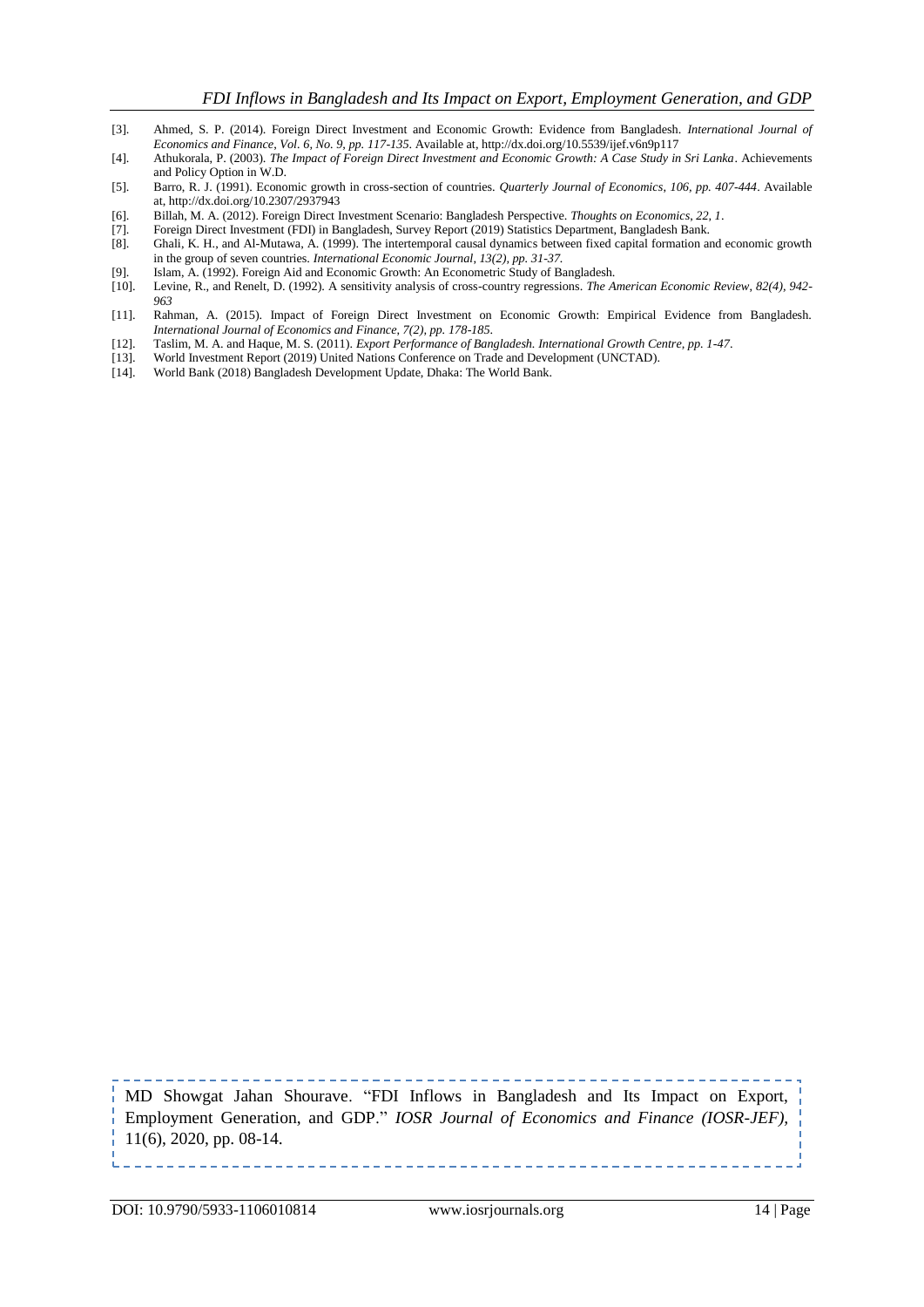[3]. Ahmed, S. P. (2014). Foreign Direct Investment and Economic Growth: Evidence from Bangladesh. *International Journal of Economics and Finance, Vol. 6, No. 9, pp. 117-135*. Available at, http://dx.doi.org/10.5539/ijef.v6n9p117

[4]. Athukorala, P. (2003). *The Impact of Foreign Direct Investment and Economic Growth: A Case Study in Sri Lanka*. Achievements and Policy Option in W.D.

[5]. Barro, R. J. (1991). Economic growth in cross-section of countries. *Quarterly Journal of Economics, 106, pp. 407-444*. Available at, http://dx.doi.org/10.2307/2937943

[6]. Billah, M. A. (2012). Foreign Direct Investment Scenario: Bangladesh Perspective. *Thoughts on Economics, 22, 1*.

[7]. Foreign Direct Investment (FDI) in Bangladesh, Survey Report (2019) Statistics Department, Bangladesh Bank.

[8]. Ghali, K. H., and Al-Mutawa, A. (1999). The intertemporal causal dynamics between fixed capital formation and economic growth in the group of seven countries. *International Economic Journal, 13(2), pp. 31-37*.

[9]. Islam, A. (1992). Foreign Aid and Economic Growth: An Econometric Study of Bangladesh.

[10]. Levine, R., and Renelt, D. (1992). A sensitivity analysis of cross-country regressions. *The American Economic Review, 82(4), 942-963*

[11]. Rahman, A. (2015). Impact of Foreign Direct Investment on Economic Growth: Empirical Evidence from Bangladesh. *International Journal of Economics and Finance, 7(2), pp. 178-185*.

[12]. Taslim, M. A. and Haque, M. S. (2011). *Export Performance of Bangladesh. International Growth Centre, pp. 1-47*.

[13]. World Investment Report (2019) United Nations Conference on Trade and Development (UNCTAD).

[14]. World Bank (2018) Bangladesh Development Update, Dhaka: The World Bank.

MD Showgat Jahan Shourave. "FDI Inflows in Bangladesh and Its Impact on Export, Employment Generation, and GDP." *IOSR Journal of Economics and Finance (IOSR-JEF)*, 11(6), 2020, pp. 08-14.